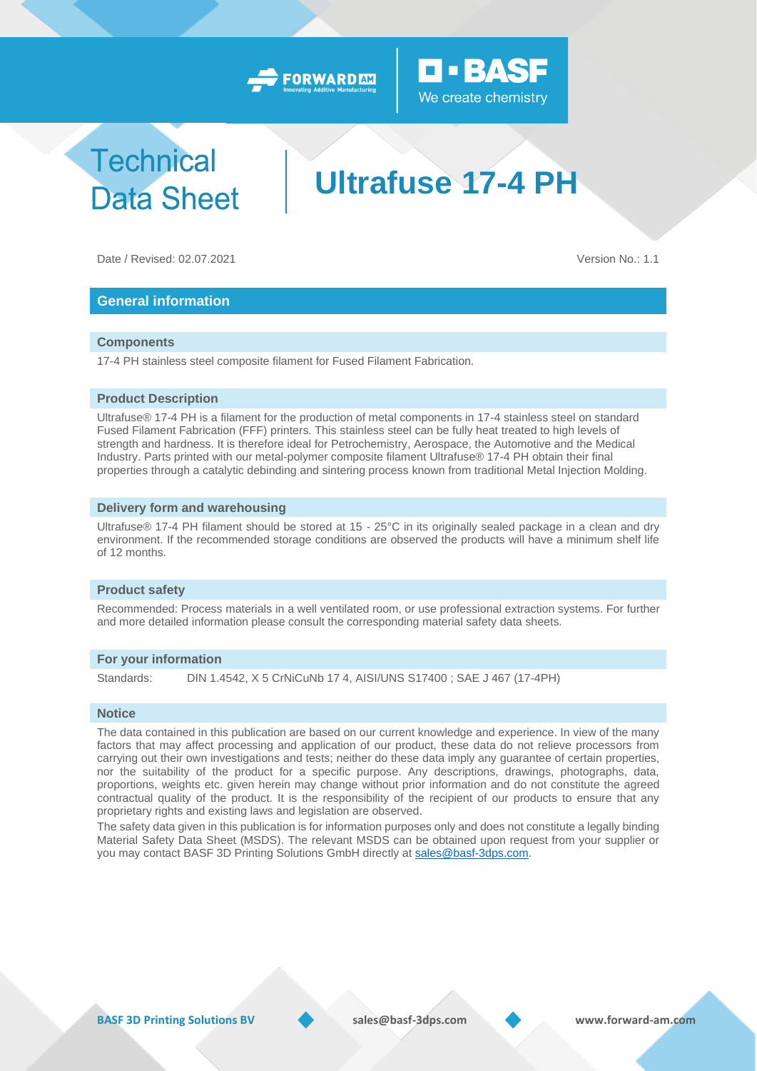# Technical Data Sheet

# Ultrafuse 17-4 PH

Date / Revised: 02.07.2021

Version No.: 1.1

## General information

### Components

17-4 PH stainless steel composite filament for Fused Filament Fabrication.

### Product Description

Ultrafuse® 17-4 PH is a filament for the production of metal components in 17-4 stainless steel on standard Fused Filament Fabrication (FFF) printers. This stainless steel can be fully heat treated to high levels of strength and hardness. It is therefore ideal for Petrochemistry, Aerospace, the Automotive and the Medical Industry. Parts printed with our metal-polymer composite filament Ultrafuse® 17-4 PH obtain their final properties through a catalytic debinding and sintering process known from traditional Metal Injection Molding.

### Delivery form and warehousing

Ultrafuse® 17-4 PH filament should be stored at 15 - 25°C in its originally sealed package in a clean and dry environment. If the recommended storage conditions are observed the products will have a minimum shelf life of 12 months.

### Product safety

Recommended: Process materials in a well ventilated room, or use professional extraction systems. For further and more detailed information please consult the corresponding material safety data sheets.

### For your information

Standards: DIN 1.4542, X 5 CrNiCuNb 17 4, AISI/UNS S17400 ; SAE J 467 (17-4PH)

### Notice

The data contained in this publication are based on our current knowledge and experience. In view of the many factors that may affect processing and application of our product, these data do not relieve processors from carrying out their own investigations and tests; neither do these data imply any guarantee of certain properties, nor the suitability of the product for a specific purpose. Any descriptions, drawings, photographs, data, proportions, weights etc. given herein may change without prior information and do not constitute the agreed contractual quality of the product. It is the responsibility of the recipient of our products to ensure that any proprietary rights and existing laws and legislation are observed.

The safety data given in this publication is for information purposes only and does not constitute a legally binding Material Safety Data Sheet (MSDS). The relevant MSDS can be obtained upon request from your supplier or you may contact BASF 3D Printing Solutions GmbH directly at sales@basf-3dps.com.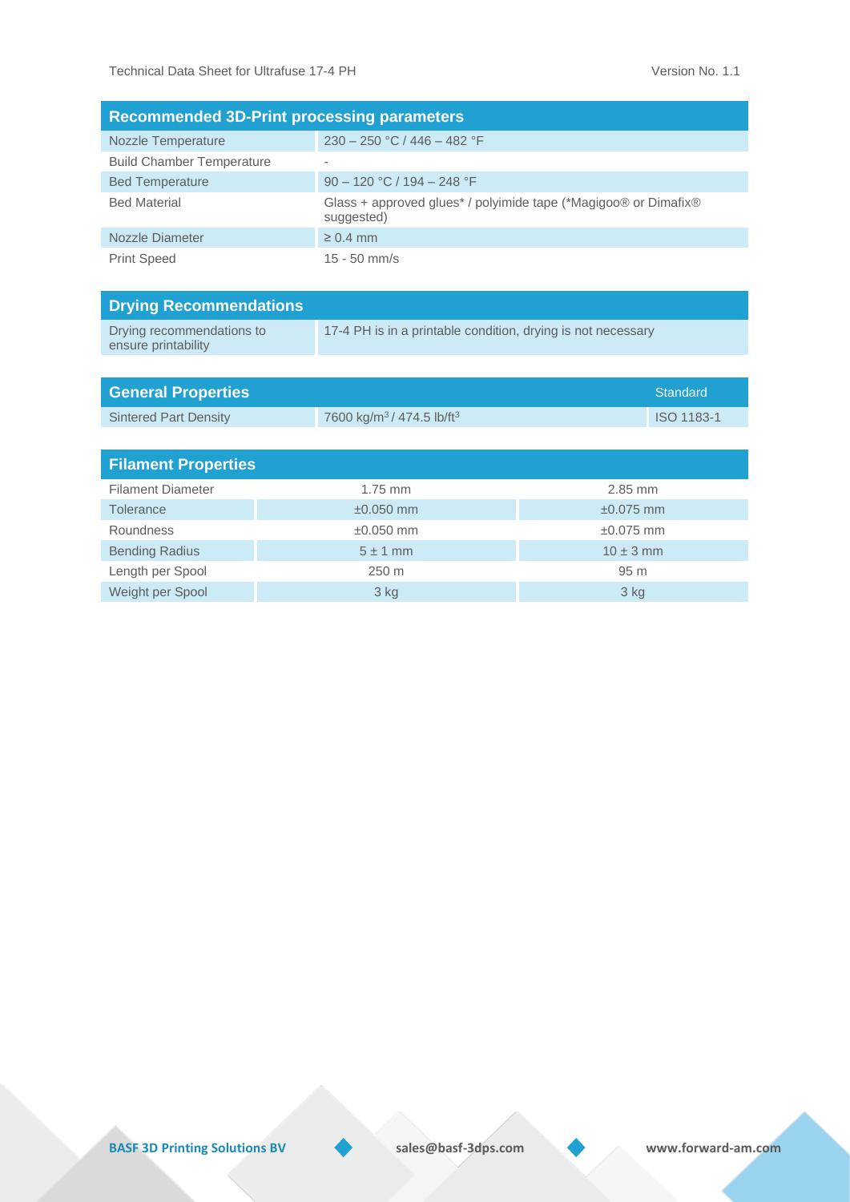| Recommended 3D-Print processing parameters | |
|---|---|
| Nozzle Temperature | 230 – 250 °C / 446 – 482 °F |
| Build Chamber Temperature | - |
| Bed Temperature | 90 – 120 °C / 194 – 248 °F |
| Bed Material | Glass + approved glues* / polyimide tape (*Magigoo® or Dimafix® suggested) |
| Nozzle Diameter | ≥ 0.4 mm |
| Print Speed | 15 - 50 mm/s |

| Drying Recommendations | |
|---|---|
| Drying recommendations to ensure printability | 17-4 PH is in a printable condition, drying is not necessary |

| General Properties | | Standard |
|---|---|---|
| Sintered Part Density | 7600 kg/m$^3$ / 474.5 lb/ft$^3$ | ISO 1183-1 |

| Filament Properties | | |
|---|---|---|
| Filament Diameter | 1.75 mm | 2.85 mm |
| Tolerance | ±0.050 mm | ±0.075 mm |
| Roundness | ±0.050 mm | ±0.075 mm |
| Bending Radius | 5 ± 1 mm | 10 ± 3 mm |
| Length per Spool | 250 m | 95 m |
| Weight per Spool | 3 kg | 3 kg |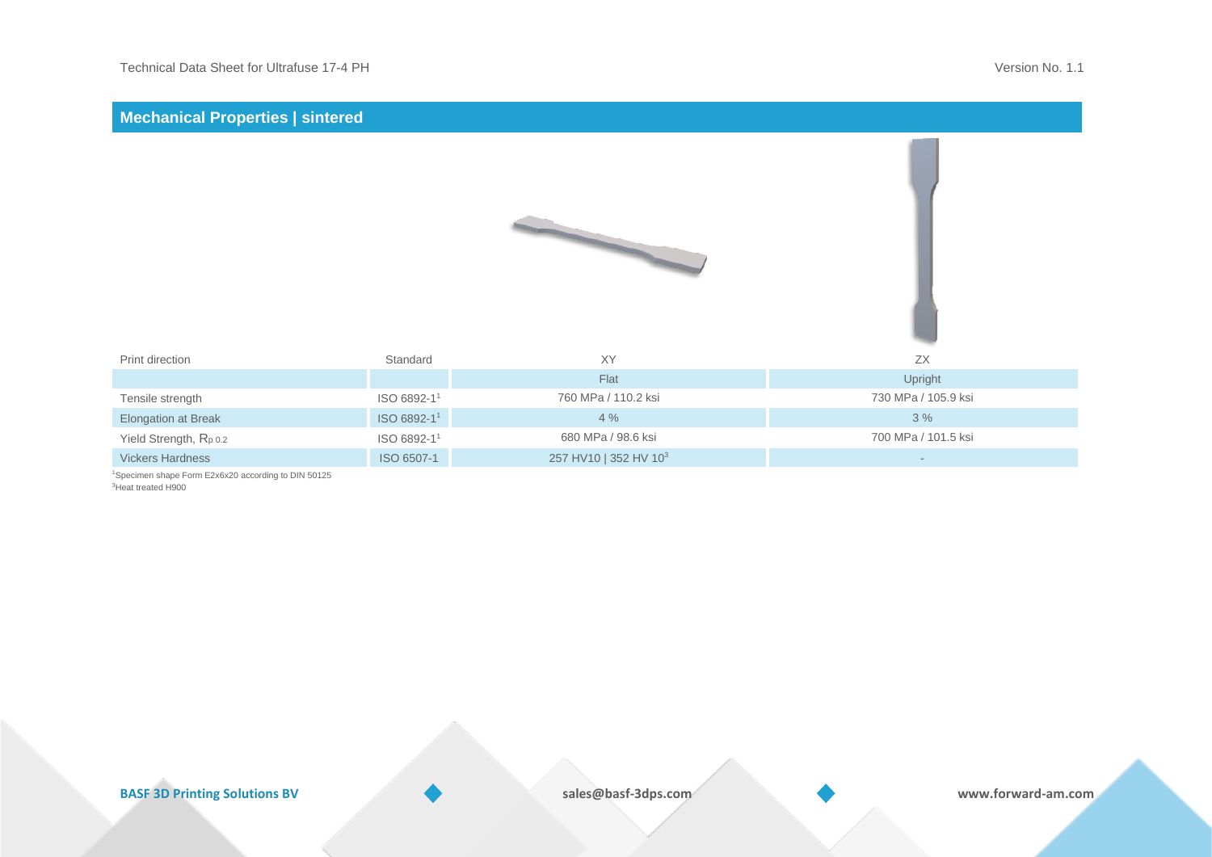## Mechanical Properties | sintered

| Print direction | Standard | XY | ZX |
| --- | --- | --- | --- |
| | | Flat | Upright |
| Tensile strength | ISO 6892-1[1] | 760 MPa / 110.2 ksi | 730 MPa / 105.9 ksi |
| Elongation at Break | ISO 6892-1[1] | 4 % | 3 % |
| Yield Strength, $R_{p\ 0.2}$ | ISO 6892-1[1] | 680 MPa / 98.6 ksi | 700 MPa / 101.5 ksi |
| Vickers Hardness | ISO 6507-1 | 257 HV10 \| 352 HV 10[3] | - |

[1]Specimen shape Form E2x6x20 according to DIN 50125
[3]Heat treated H900

**BASF 3D Printing Solutions BV** sales@basf-3dps.com www.forward-am.com